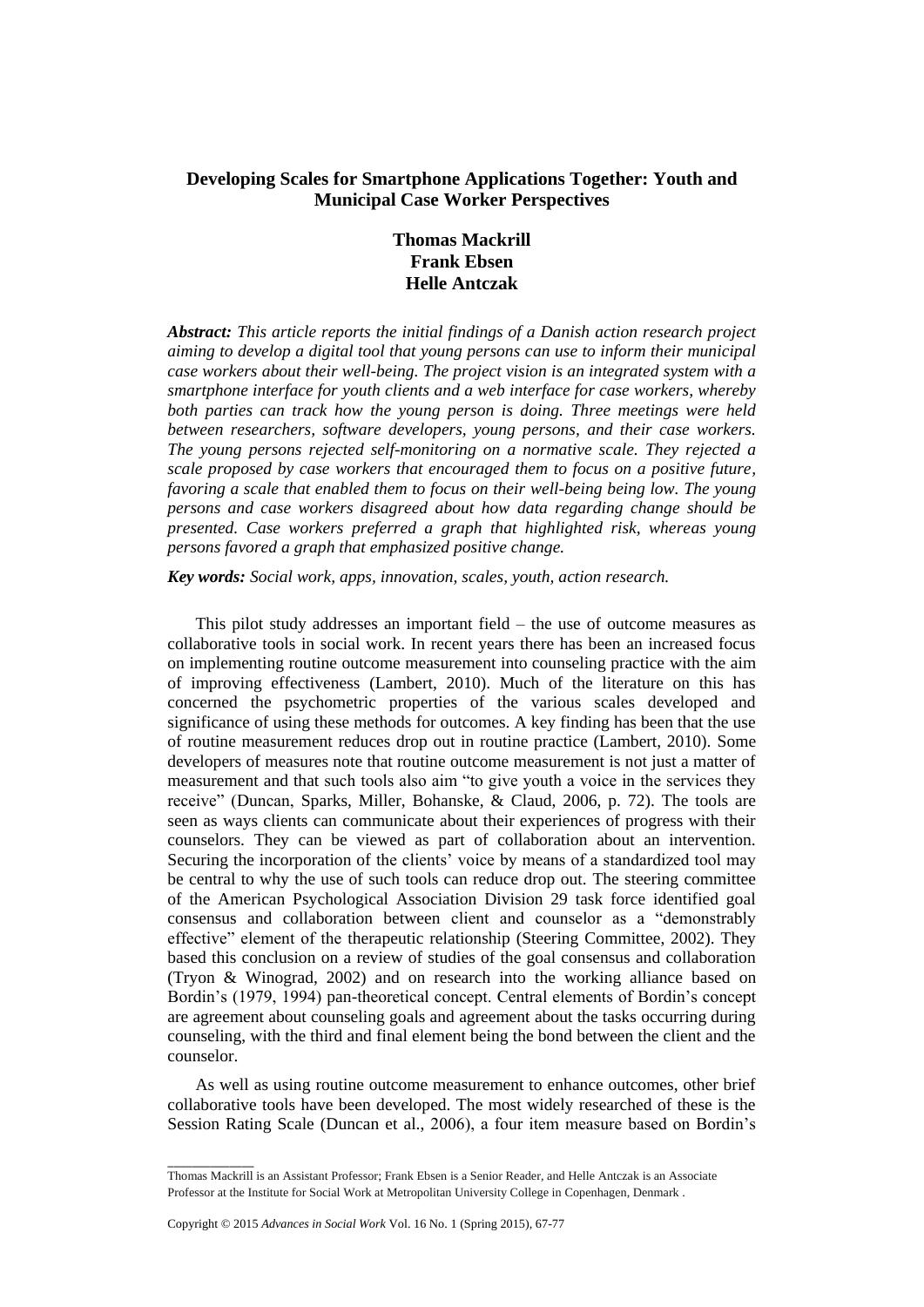# Developing Scales for Smartphone Applications Together: Youth and Municipal Case Worker Perspectives

**Thomas Mackrill**
**Frank Ebsen**
**Helle Antczak**

***Abstract:*** *This article reports the initial findings of a Danish action research project aiming to develop a digital tool that young persons can use to inform their municipal case workers about their well-being. The project vision is an integrated system with a smartphone interface for youth clients and a web interface for case workers, whereby both parties can track how the young person is doing. Three meetings were held between researchers, software developers, young persons, and their case workers. The young persons rejected self-monitoring on a normative scale. They rejected a scale proposed by case workers that encouraged them to focus on a positive future, favoring a scale that enabled them to focus on their well-being being low. The young persons and case workers disagreed about how data regarding change should be presented. Case workers preferred a graph that highlighted risk, whereas young persons favored a graph that emphasized positive change.*

***Key words:*** *Social work, apps, innovation, scales, youth, action research.*

This pilot study addresses an important field – the use of outcome measures as collaborative tools in social work. In recent years there has been an increased focus on implementing routine outcome measurement into counseling practice with the aim of improving effectiveness (Lambert, 2010). Much of the literature on this has concerned the psychometric properties of the various scales developed and significance of using these methods for outcomes. A key finding has been that the use of routine measurement reduces drop out in routine practice (Lambert, 2010). Some developers of measures note that routine outcome measurement is not just a matter of measurement and that such tools also aim "to give youth a voice in the services they receive" (Duncan, Sparks, Miller, Bohanske, & Claud, 2006, p. 72). The tools are seen as ways clients can communicate about their experiences of progress with their counselors. They can be viewed as part of collaboration about an intervention. Securing the incorporation of the clients' voice by means of a standardized tool may be central to why the use of such tools can reduce drop out. The steering committee of the American Psychological Association Division 29 task force identified goal consensus and collaboration between client and counselor as a "demonstrably effective" element of the therapeutic relationship (Steering Committee, 2002). They based this conclusion on a review of studies of the goal consensus and collaboration (Tryon & Winograd, 2002) and on research into the working alliance based on Bordin's (1979, 1994) pan-theoretical concept. Central elements of Bordin's concept are agreement about counseling goals and agreement about the tasks occurring during counseling, with the third and final element being the bond between the client and the counselor.

As well as using routine outcome measurement to enhance outcomes, other brief collaborative tools have been developed. The most widely researched of these is the Session Rating Scale (Duncan et al., 2006), a four item measure based on Bordin's

---

Thomas Mackrill is an Assistant Professor; Frank Ebsen is a Senior Reader, and Helle Antczak is an Associate Professor at the Institute for Social Work at Metropolitan University College in Copenhagen, Denmark .

Copyright © 2015 *Advances in Social Work* Vol. 16 No. 1 (Spring 2015), 67-77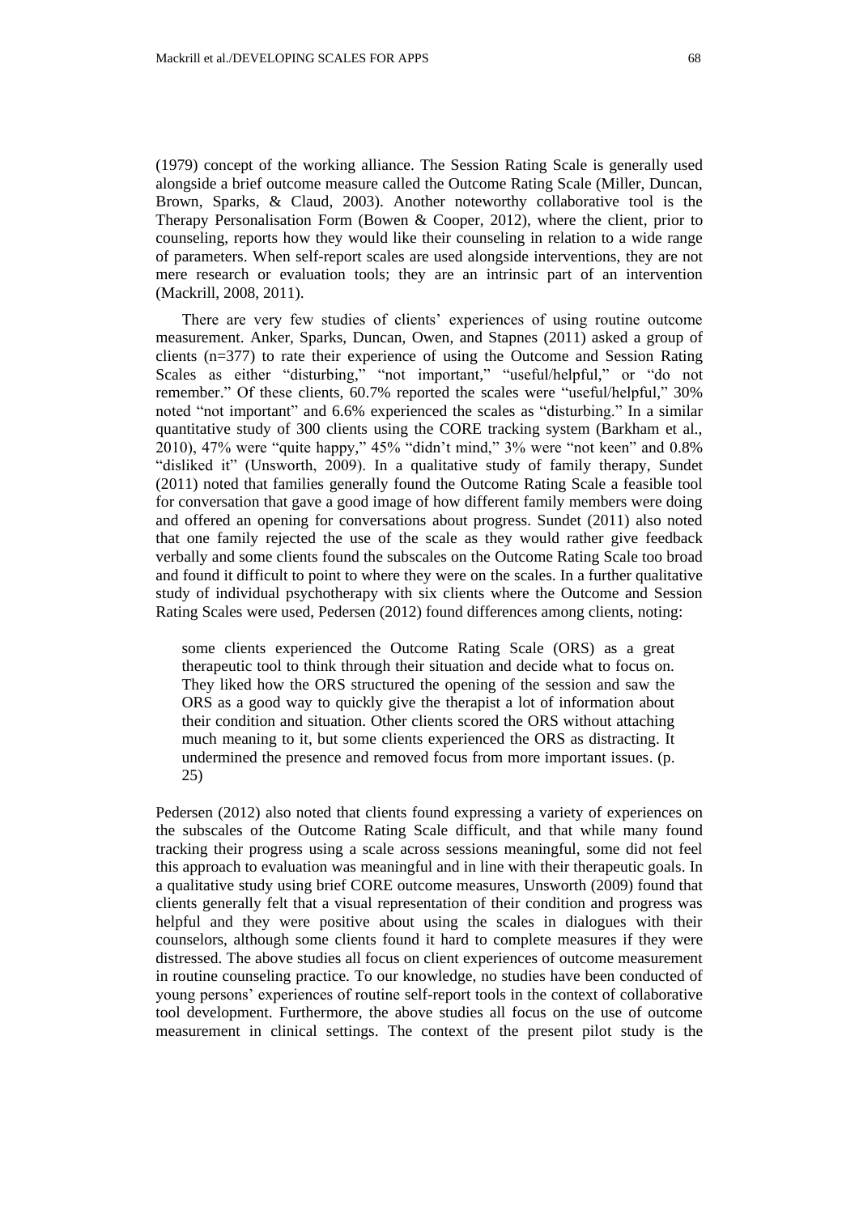(1979) concept of the working alliance. The Session Rating Scale is generally used alongside a brief outcome measure called the Outcome Rating Scale (Miller, Duncan, Brown, Sparks, & Claud, 2003). Another noteworthy collaborative tool is the Therapy Personalisation Form (Bowen & Cooper, 2012), where the client, prior to counseling, reports how they would like their counseling in relation to a wide range of parameters. When self-report scales are used alongside interventions, they are not mere research or evaluation tools; they are an intrinsic part of an intervention (Mackrill, 2008, 2011).

There are very few studies of clients' experiences of using routine outcome measurement. Anker, Sparks, Duncan, Owen, and Stapnes (2011) asked a group of clients (n=377) to rate their experience of using the Outcome and Session Rating Scales as either "disturbing," "not important," "useful/helpful," or "do not remember." Of these clients, 60.7% reported the scales were "useful/helpful," 30% noted "not important" and 6.6% experienced the scales as "disturbing." In a similar quantitative study of 300 clients using the CORE tracking system (Barkham et al., 2010), 47% were "quite happy," 45% "didn't mind," 3% were "not keen" and 0.8% "disliked it" (Unsworth, 2009). In a qualitative study of family therapy, Sundet (2011) noted that families generally found the Outcome Rating Scale a feasible tool for conversation that gave a good image of how different family members were doing and offered an opening for conversations about progress. Sundet (2011) also noted that one family rejected the use of the scale as they would rather give feedback verbally and some clients found the subscales on the Outcome Rating Scale too broad and found it difficult to point to where they were on the scales. In a further qualitative study of individual psychotherapy with six clients where the Outcome and Session Rating Scales were used, Pedersen (2012) found differences among clients, noting:

> some clients experienced the Outcome Rating Scale (ORS) as a great therapeutic tool to think through their situation and decide what to focus on. They liked how the ORS structured the opening of the session and saw the ORS as a good way to quickly give the therapist a lot of information about their condition and situation. Other clients scored the ORS without attaching much meaning to it, but some clients experienced the ORS as distracting. It undermined the presence and removed focus from more important issues. (p. 25)

Pedersen (2012) also noted that clients found expressing a variety of experiences on the subscales of the Outcome Rating Scale difficult, and that while many found tracking their progress using a scale across sessions meaningful, some did not feel this approach to evaluation was meaningful and in line with their therapeutic goals. In a qualitative study using brief CORE outcome measures, Unsworth (2009) found that clients generally felt that a visual representation of their condition and progress was helpful and they were positive about using the scales in dialogues with their counselors, although some clients found it hard to complete measures if they were distressed. The above studies all focus on client experiences of outcome measurement in routine counseling practice. To our knowledge, no studies have been conducted of young persons' experiences of routine self-report tools in the context of collaborative tool development. Furthermore, the above studies all focus on the use of outcome measurement in clinical settings. The context of the present pilot study is the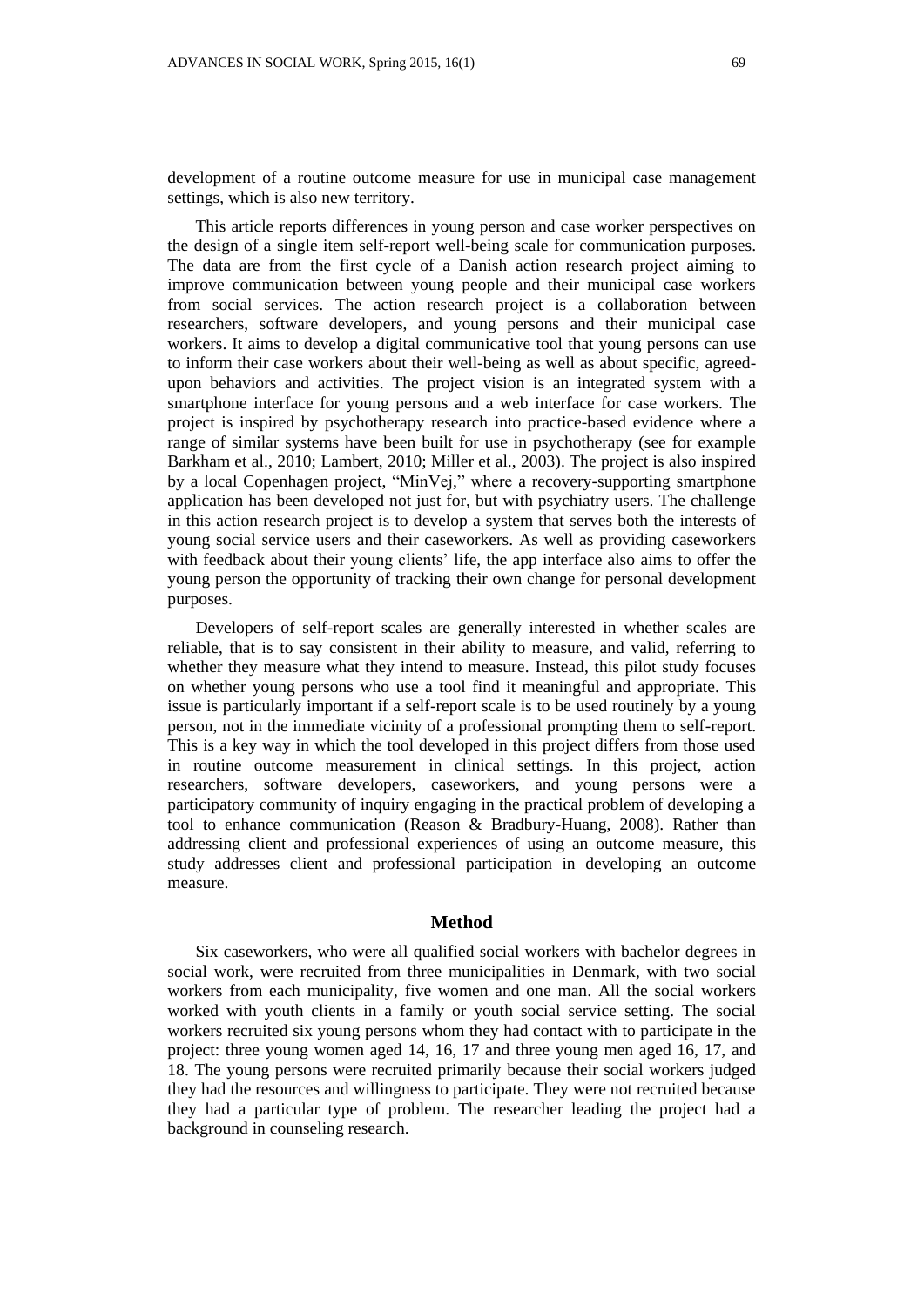development of a routine outcome measure for use in municipal case management settings, which is also new territory.

This article reports differences in young person and case worker perspectives on the design of a single item self-report well-being scale for communication purposes. The data are from the first cycle of a Danish action research project aiming to improve communication between young people and their municipal case workers from social services. The action research project is a collaboration between researchers, software developers, and young persons and their municipal case workers. It aims to develop a digital communicative tool that young persons can use to inform their case workers about their well-being as well as about specific, agreed-upon behaviors and activities. The project vision is an integrated system with a smartphone interface for young persons and a web interface for case workers. The project is inspired by psychotherapy research into practice-based evidence where a range of similar systems have been built for use in psychotherapy (see for example Barkham et al., 2010; Lambert, 2010; Miller et al., 2003). The project is also inspired by a local Copenhagen project, "MinVej," where a recovery-supporting smartphone application has been developed not just for, but with psychiatry users. The challenge in this action research project is to develop a system that serves both the interests of young social service users and their caseworkers. As well as providing caseworkers with feedback about their young clients' life, the app interface also aims to offer the young person the opportunity of tracking their own change for personal development purposes.

Developers of self-report scales are generally interested in whether scales are reliable, that is to say consistent in their ability to measure, and valid, referring to whether they measure what they intend to measure. Instead, this pilot study focuses on whether young persons who use a tool find it meaningful and appropriate. This issue is particularly important if a self-report scale is to be used routinely by a young person, not in the immediate vicinity of a professional prompting them to self-report. This is a key way in which the tool developed in this project differs from those used in routine outcome measurement in clinical settings. In this project, action researchers, software developers, caseworkers, and young persons were a participatory community of inquiry engaging in the practical problem of developing a tool to enhance communication (Reason & Bradbury-Huang, 2008). Rather than addressing client and professional experiences of using an outcome measure, this study addresses client and professional participation in developing an outcome measure.

## Method

Six caseworkers, who were all qualified social workers with bachelor degrees in social work, were recruited from three municipalities in Denmark, with two social workers from each municipality, five women and one man. All the social workers worked with youth clients in a family or youth social service setting. The social workers recruited six young persons whom they had contact with to participate in the project: three young women aged 14, 16, 17 and three young men aged 16, 17, and 18. The young persons were recruited primarily because their social workers judged they had the resources and willingness to participate. They were not recruited because they had a particular type of problem. The researcher leading the project had a background in counseling research.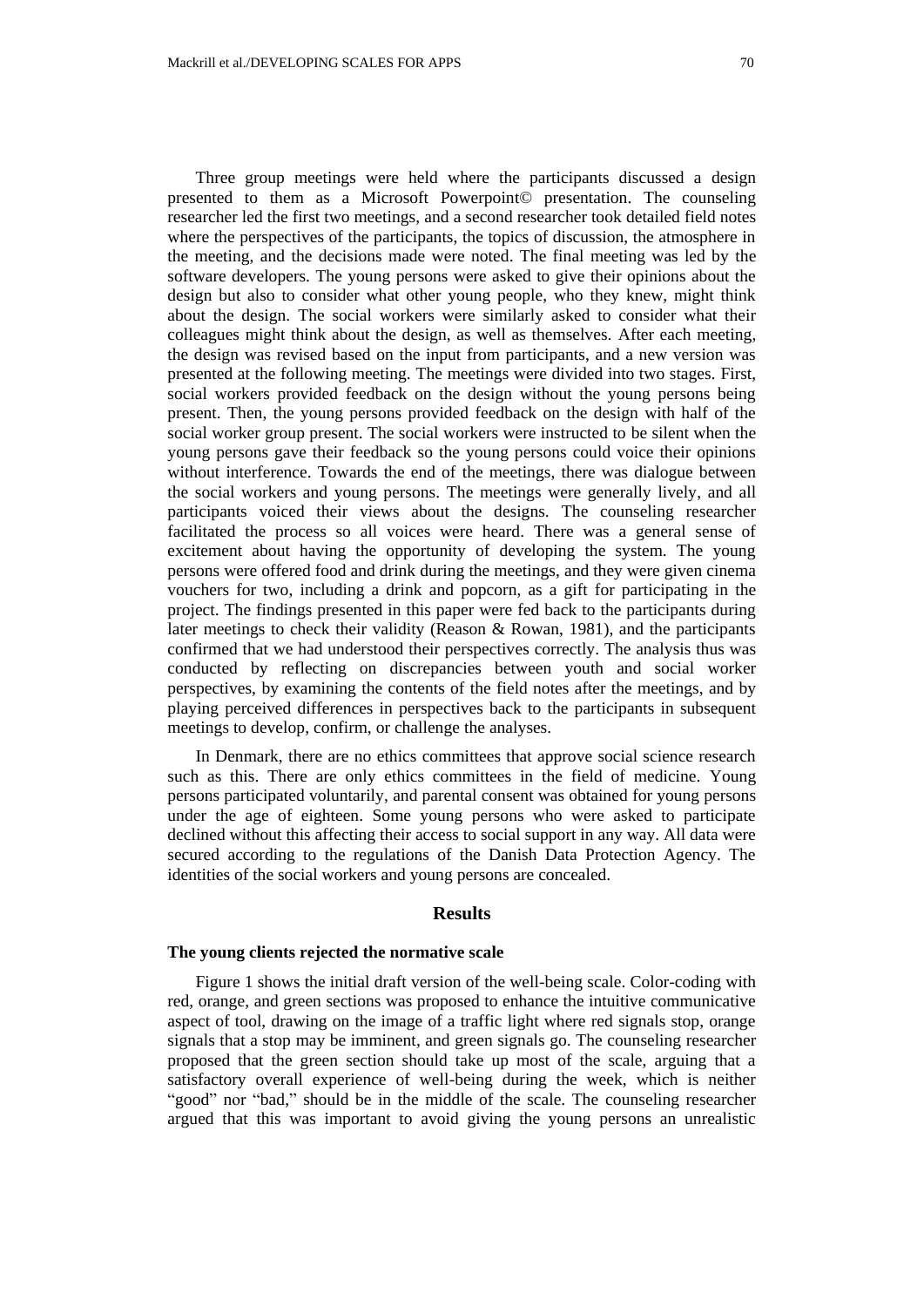Three group meetings were held where the participants discussed a design presented to them as a Microsoft Powerpoint© presentation. The counseling researcher led the first two meetings, and a second researcher took detailed field notes where the perspectives of the participants, the topics of discussion, the atmosphere in the meeting, and the decisions made were noted. The final meeting was led by the software developers. The young persons were asked to give their opinions about the design but also to consider what other young people, who they knew, might think about the design. The social workers were similarly asked to consider what their colleagues might think about the design, as well as themselves. After each meeting, the design was revised based on the input from participants, and a new version was presented at the following meeting. The meetings were divided into two stages. First, social workers provided feedback on the design without the young persons being present. Then, the young persons provided feedback on the design with half of the social worker group present. The social workers were instructed to be silent when the young persons gave their feedback so the young persons could voice their opinions without interference. Towards the end of the meetings, there was dialogue between the social workers and young persons. The meetings were generally lively, and all participants voiced their views about the designs. The counseling researcher facilitated the process so all voices were heard. There was a general sense of excitement about having the opportunity of developing the system. The young persons were offered food and drink during the meetings, and they were given cinema vouchers for two, including a drink and popcorn, as a gift for participating in the project. The findings presented in this paper were fed back to the participants during later meetings to check their validity (Reason & Rowan, 1981), and the participants confirmed that we had understood their perspectives correctly. The analysis thus was conducted by reflecting on discrepancies between youth and social worker perspectives, by examining the contents of the field notes after the meetings, and by playing perceived differences in perspectives back to the participants in subsequent meetings to develop, confirm, or challenge the analyses.

In Denmark, there are no ethics committees that approve social science research such as this. There are only ethics committees in the field of medicine. Young persons participated voluntarily, and parental consent was obtained for young persons under the age of eighteen. Some young persons who were asked to participate declined without this affecting their access to social support in any way. All data were secured according to the regulations of the Danish Data Protection Agency. The identities of the social workers and young persons are concealed.

## Results

### The young clients rejected the normative scale

Figure 1 shows the initial draft version of the well-being scale. Color-coding with red, orange, and green sections was proposed to enhance the intuitive communicative aspect of tool, drawing on the image of a traffic light where red signals stop, orange signals that a stop may be imminent, and green signals go. The counseling researcher proposed that the green section should take up most of the scale, arguing that a satisfactory overall experience of well-being during the week, which is neither "good" nor "bad," should be in the middle of the scale. The counseling researcher argued that this was important to avoid giving the young persons an unrealistic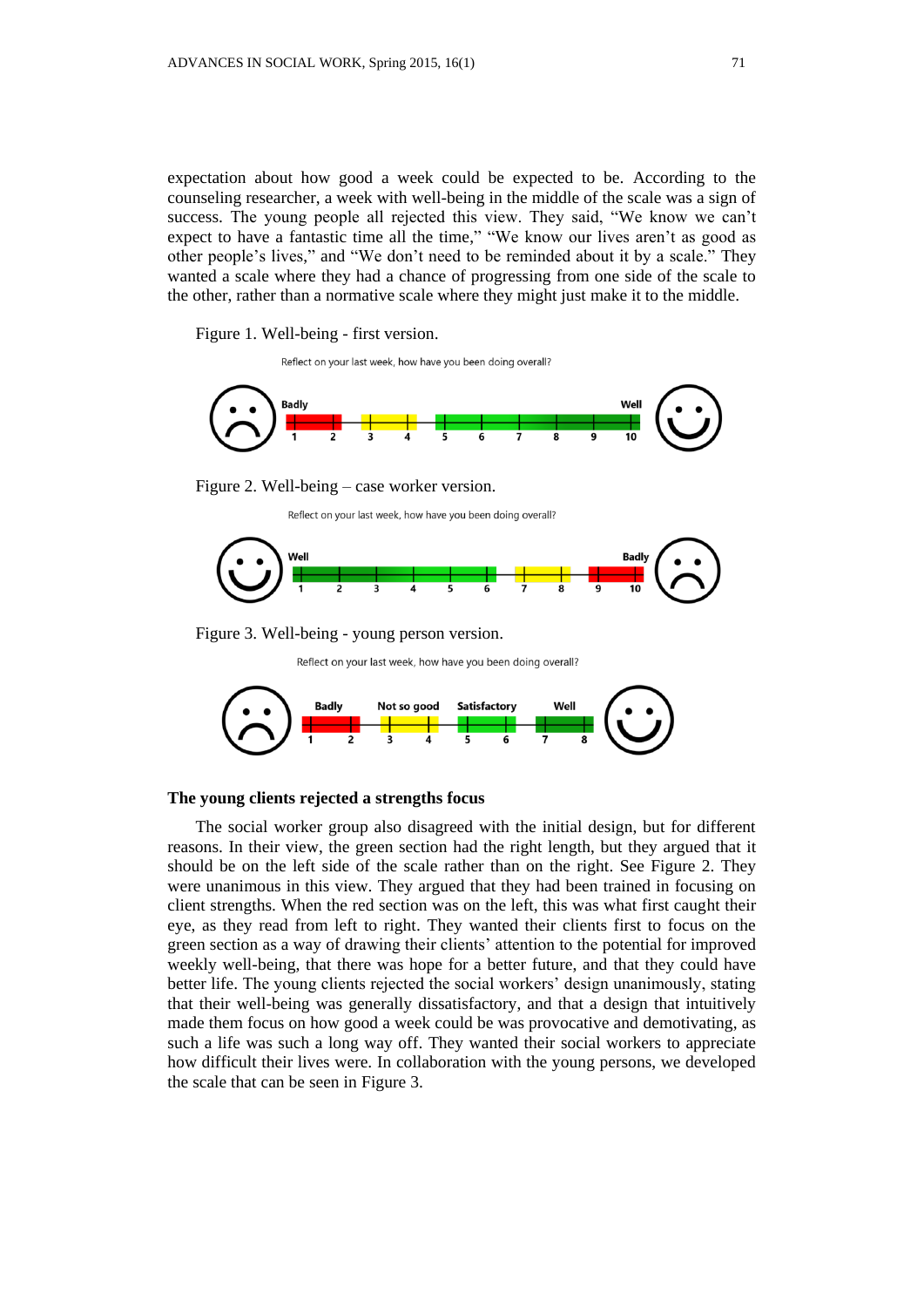expectation about how good a week could be expected to be. According to the counseling researcher, a week with well-being in the middle of the scale was a sign of success. The young people all rejected this view. They said, “We know we can’t expect to have a fantastic time all the time,” “We know our lives aren’t as good as other people’s lives,” and “We don’t need to be reminded about it by a scale.” They wanted a scale where they had a chance of progressing from one side of the scale to the other, rather than a normative scale where they might just make it to the middle.

Figure 1. Well-being - first version.

Reflect on your last week, how have you been doing overall?

Badly 1 2 3 4 5 6 7 8 9 10 Well

Figure 2. Well-being – case worker version.

Reflect on your last week, how have you been doing overall?

Well 1 2 3 4 5 6 7 8 9 10 Badly

Figure 3. Well-being - young person version.

Reflect on your last week, how have you been doing overall?

Badly 1 2 | Not so good 3 4 | Satisfactory 5 6 | Well 7 8

### The young clients rejected a strengths focus

The social worker group also disagreed with the initial design, but for different reasons. In their view, the green section had the right length, but they argued that it should be on the left side of the scale rather than on the right. See Figure 2. They were unanimous in this view. They argued that they had been trained in focusing on client strengths. When the red section was on the left, this was what first caught their eye, as they read from left to right. They wanted their clients first to focus on the green section as a way of drawing their clients’ attention to the potential for improved weekly well-being, that there was hope for a better future, and that they could have better life. The young clients rejected the social workers’ design unanimously, stating that their well-being was generally dissatisfactory, and that a design that intuitively made them focus on how good a week could be was provocative and demotivating, as such a life was such a long way off. They wanted their social workers to appreciate how difficult their lives were. In collaboration with the young persons, we developed the scale that can be seen in Figure 3.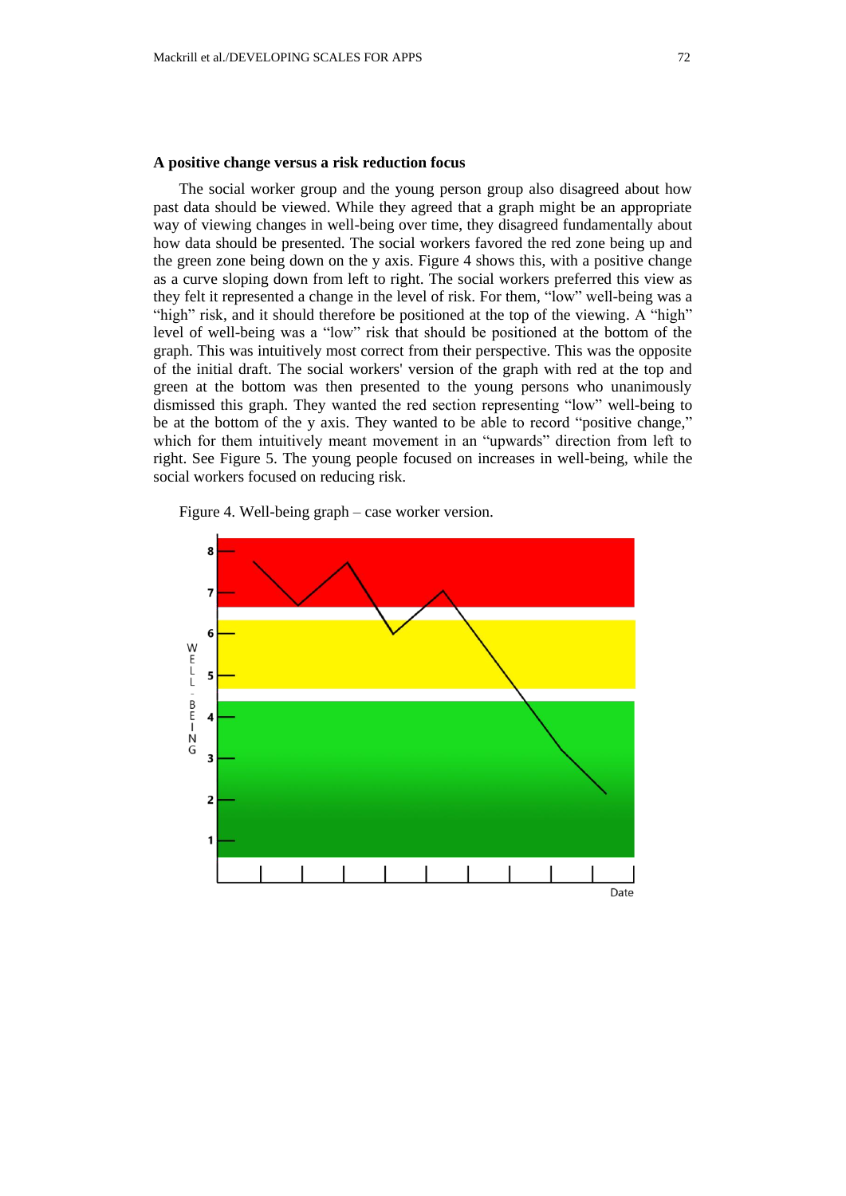### A positive change versus a risk reduction focus

The social worker group and the young person group also disagreed about how past data should be viewed. While they agreed that a graph might be an appropriate way of viewing changes in well-being over time, they disagreed fundamentally about how data should be presented. The social workers favored the red zone being up and the green zone being down on the y axis. Figure 4 shows this, with a positive change as a curve sloping down from left to right. The social workers preferred this view as they felt it represented a change in the level of risk. For them, "low" well-being was a "high" risk, and it should therefore be positioned at the top of the viewing. A "high" level of well-being was a "low" risk that should be positioned at the bottom of the graph. This was intuitively most correct from their perspective. This was the opposite of the initial draft. The social workers' version of the graph with red at the top and green at the bottom was then presented to the young persons who unanimously dismissed this graph. They wanted the red section representing "low" well-being to be at the bottom of the y axis. They wanted to be able to record "positive change," which for them intuitively meant movement in an "upwards" direction from left to right. See Figure 5. The young people focused on increases in well-being, while the social workers focused on reducing risk.

Figure 4. Well-being graph – case worker version.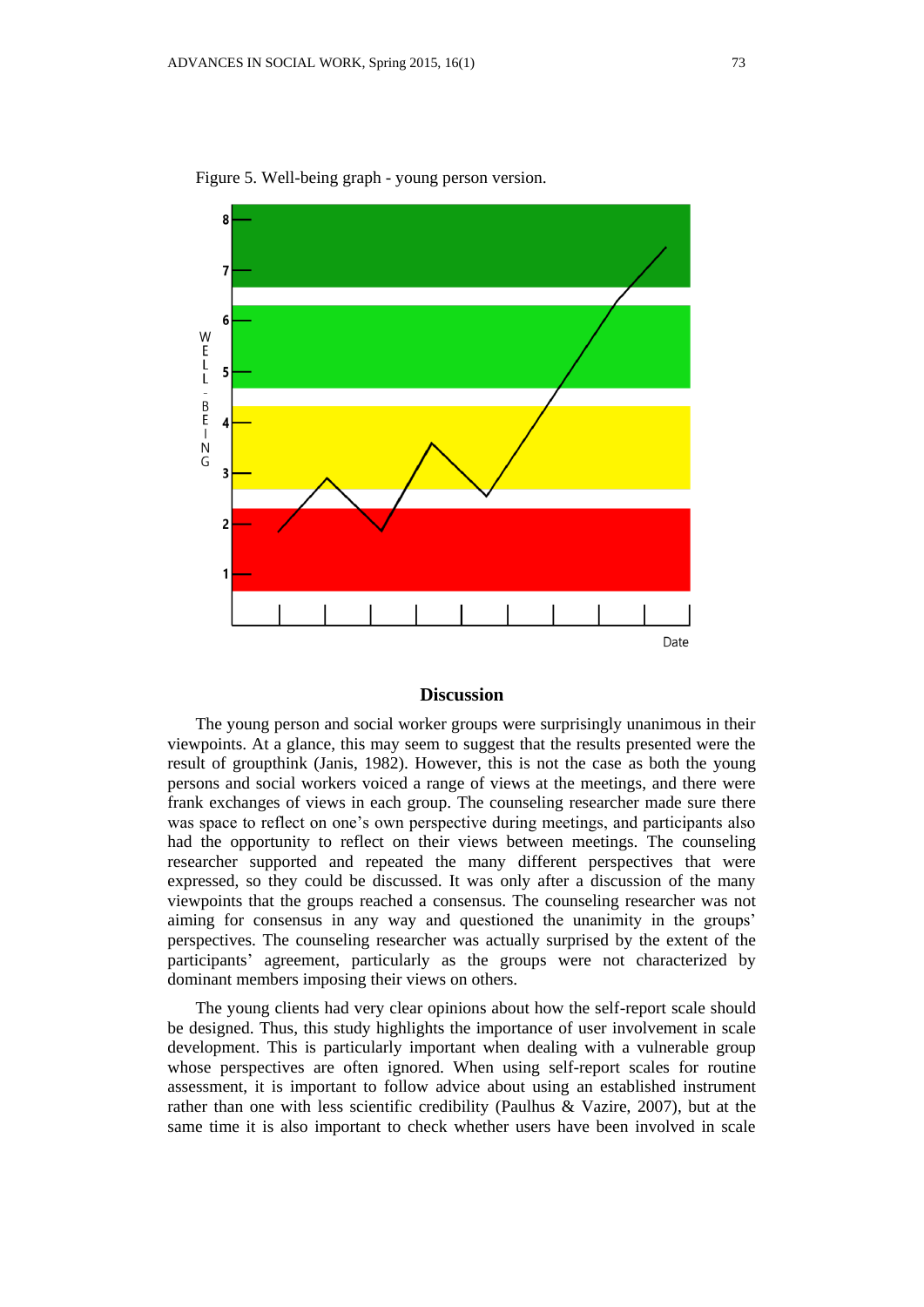Figure 5. Well-being graph - young person version.

## Discussion

The young person and social worker groups were surprisingly unanimous in their viewpoints. At a glance, this may seem to suggest that the results presented were the result of groupthink (Janis, 1982). However, this is not the case as both the young persons and social workers voiced a range of views at the meetings, and there were frank exchanges of views in each group. The counseling researcher made sure there was space to reflect on one's own perspective during meetings, and participants also had the opportunity to reflect on their views between meetings. The counseling researcher supported and repeated the many different perspectives that were expressed, so they could be discussed. It was only after a discussion of the many viewpoints that the groups reached a consensus. The counseling researcher was not aiming for consensus in any way and questioned the unanimity in the groups' perspectives. The counseling researcher was actually surprised by the extent of the participants' agreement, particularly as the groups were not characterized by dominant members imposing their views on others.

The young clients had very clear opinions about how the self-report scale should be designed. Thus, this study highlights the importance of user involvement in scale development. This is particularly important when dealing with a vulnerable group whose perspectives are often ignored. When using self-report scales for routine assessment, it is important to follow advice about using an established instrument rather than one with less scientific credibility (Paulhus & Vazire, 2007), but at the same time it is also important to check whether users have been involved in scale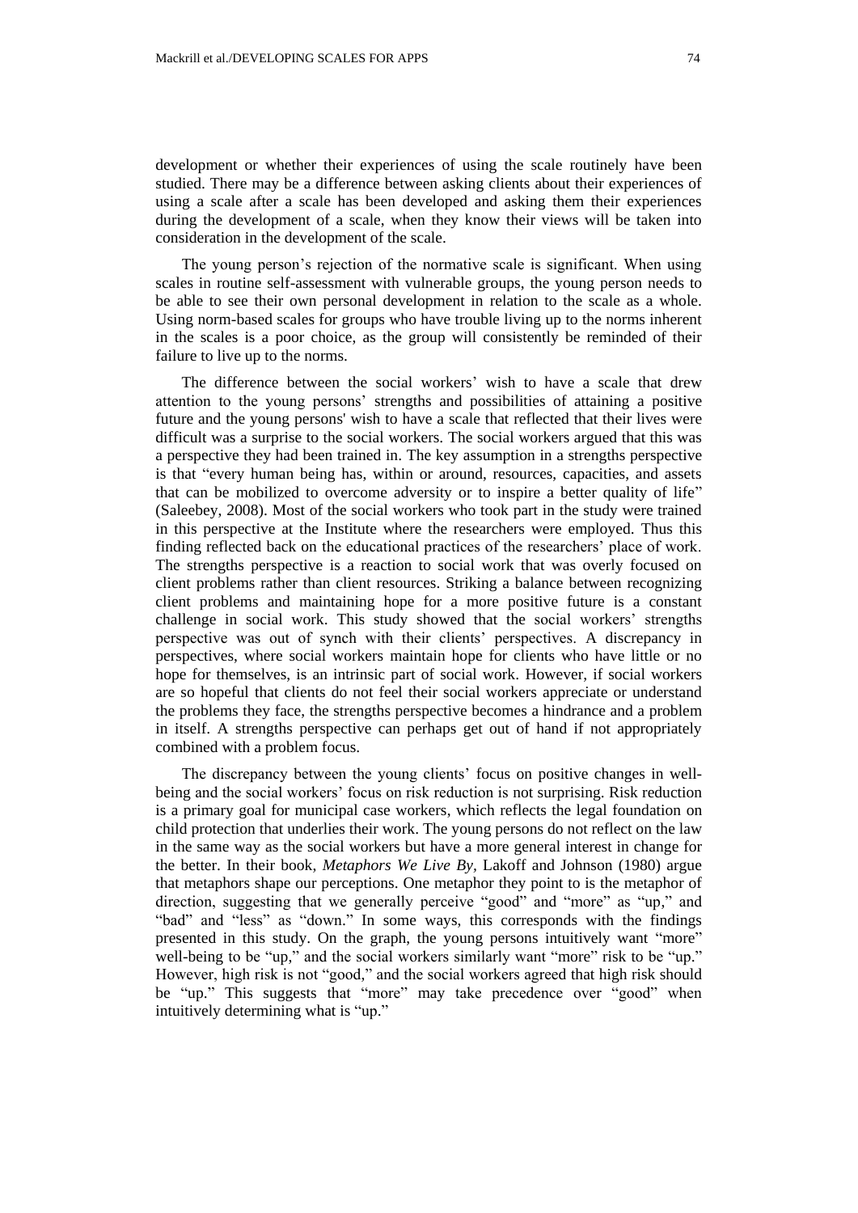development or whether their experiences of using the scale routinely have been studied. There may be a difference between asking clients about their experiences of using a scale after a scale has been developed and asking them their experiences during the development of a scale, when they know their views will be taken into consideration in the development of the scale.

The young person's rejection of the normative scale is significant. When using scales in routine self-assessment with vulnerable groups, the young person needs to be able to see their own personal development in relation to the scale as a whole. Using norm-based scales for groups who have trouble living up to the norms inherent in the scales is a poor choice, as the group will consistently be reminded of their failure to live up to the norms.

The difference between the social workers' wish to have a scale that drew attention to the young persons' strengths and possibilities of attaining a positive future and the young persons' wish to have a scale that reflected that their lives were difficult was a surprise to the social workers. The social workers argued that this was a perspective they had been trained in. The key assumption in a strengths perspective is that "every human being has, within or around, resources, capacities, and assets that can be mobilized to overcome adversity or to inspire a better quality of life" (Saleebey, 2008). Most of the social workers who took part in the study were trained in this perspective at the Institute where the researchers were employed. Thus this finding reflected back on the educational practices of the researchers' place of work. The strengths perspective is a reaction to social work that was overly focused on client problems rather than client resources. Striking a balance between recognizing client problems and maintaining hope for a more positive future is a constant challenge in social work. This study showed that the social workers' strengths perspective was out of synch with their clients' perspectives. A discrepancy in perspectives, where social workers maintain hope for clients who have little or no hope for themselves, is an intrinsic part of social work. However, if social workers are so hopeful that clients do not feel their social workers appreciate or understand the problems they face, the strengths perspective becomes a hindrance and a problem in itself. A strengths perspective can perhaps get out of hand if not appropriately combined with a problem focus.

The discrepancy between the young clients' focus on positive changes in well-being and the social workers' focus on risk reduction is not surprising. Risk reduction is a primary goal for municipal case workers, which reflects the legal foundation on child protection that underlies their work. The young persons do not reflect on the law in the same way as the social workers but have a more general interest in change for the better. In their book, *Metaphors We Live By*, Lakoff and Johnson (1980) argue that metaphors shape our perceptions. One metaphor they point to is the metaphor of direction, suggesting that we generally perceive "good" and "more" as "up," and "bad" and "less" as "down." In some ways, this corresponds with the findings presented in this study. On the graph, the young persons intuitively want "more" well-being to be "up," and the social workers similarly want "more" risk to be "up." However, high risk is not "good," and the social workers agreed that high risk should be "up." This suggests that "more" may take precedence over "good" when intuitively determining what is "up."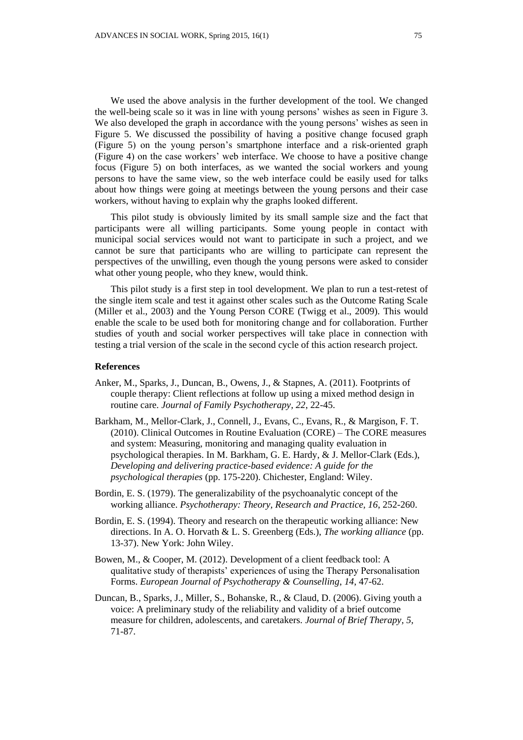We used the above analysis in the further development of the tool. We changed the well-being scale so it was in line with young persons' wishes as seen in Figure 3. We also developed the graph in accordance with the young persons' wishes as seen in Figure 5. We discussed the possibility of having a positive change focused graph (Figure 5) on the young person's smartphone interface and a risk-oriented graph (Figure 4) on the case workers' web interface. We choose to have a positive change focus (Figure 5) on both interfaces, as we wanted the social workers and young persons to have the same view, so the web interface could be easily used for talks about how things were going at meetings between the young persons and their case workers, without having to explain why the graphs looked different.

This pilot study is obviously limited by its small sample size and the fact that participants were all willing participants. Some young people in contact with municipal social services would not want to participate in such a project, and we cannot be sure that participants who are willing to participate can represent the perspectives of the unwilling, even though the young persons were asked to consider what other young people, who they knew, would think.

This pilot study is a first step in tool development. We plan to run a test-retest of the single item scale and test it against other scales such as the Outcome Rating Scale (Miller et al., 2003) and the Young Person CORE (Twigg et al., 2009). This would enable the scale to be used both for monitoring change and for collaboration. Further studies of youth and social worker perspectives will take place in connection with testing a trial version of the scale in the second cycle of this action research project.

## References

Anker, M., Sparks, J., Duncan, B., Owens, J., & Stapnes, A. (2011). Footprints of couple therapy: Client reflections at follow up using a mixed method design in routine care. *Journal of Family Psychotherapy, 22*, 22-45.

Barkham, M., Mellor-Clark, J., Connell, J., Evans, C., Evans, R., & Margison, F. T. (2010). Clinical Outcomes in Routine Evaluation (CORE) – The CORE measures and system: Measuring, monitoring and managing quality evaluation in psychological therapies. In M. Barkham, G. E. Hardy, & J. Mellor-Clark (Eds.), *Developing and delivering practice-based evidence: A guide for the psychological therapies* (pp. 175-220). Chichester, England: Wiley.

Bordin, E. S. (1979). The generalizability of the psychoanalytic concept of the working alliance. *Psychotherapy: Theory, Research and Practice, 16*, 252-260.

Bordin, E. S. (1994). Theory and research on the therapeutic working alliance: New directions. In A. O. Horvath & L. S. Greenberg (Eds.), *The working alliance* (pp. 13-37). New York: John Wiley.

Bowen, M., & Cooper, M. (2012). Development of a client feedback tool: A qualitative study of therapists' experiences of using the Therapy Personalisation Forms. *European Journal of Psychotherapy & Counselling*, *14*, 47-62.

Duncan, B., Sparks, J., Miller, S., Bohanske, R., & Claud, D. (2006). Giving youth a voice: A preliminary study of the reliability and validity of a brief outcome measure for children, adolescents, and caretakers. *Journal of Brief Therapy, 5,* 71-87.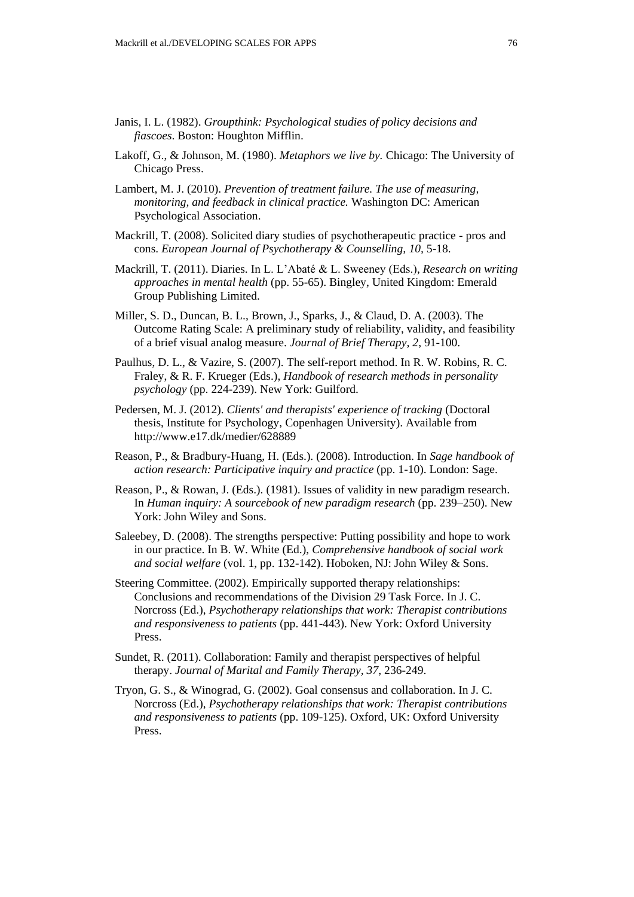Janis, I. L. (1982). *Groupthink: Psychological studies of policy decisions and fiascoes*. Boston: Houghton Mifflin.

Lakoff, G., & Johnson, M. (1980). *Metaphors we live by.* Chicago: The University of Chicago Press.

Lambert, M. J. (2010). *Prevention of treatment failure. The use of measuring, monitoring, and feedback in clinical practice.* Washington DC: American Psychological Association.

Mackrill, T. (2008). Solicited diary studies of psychotherapeutic practice - pros and cons. *European Journal of Psychotherapy & Counselling, 10*, 5-18.

Mackrill, T. (2011). Diaries. In L. L'Abaté & L. Sweeney (Eds.), *Research on writing approaches in mental health* (pp. 55-65). Bingley, United Kingdom: Emerald Group Publishing Limited.

Miller, S. D., Duncan, B. L., Brown, J., Sparks, J., & Claud, D. A. (2003). The Outcome Rating Scale: A preliminary study of reliability, validity, and feasibility of a brief visual analog measure. *Journal of Brief Therapy, 2*, 91-100.

Paulhus, D. L., & Vazire, S. (2007). The self-report method. In R. W. Robins, R. C. Fraley, & R. F. Krueger (Eds.), *Handbook of research methods in personality psychology* (pp. 224-239). New York: Guilford.

Pedersen, M. J. (2012). *Clients' and therapists' experience of tracking* (Doctoral thesis, Institute for Psychology, Copenhagen University). Available from http://www.e17.dk/medier/628889

Reason, P., & Bradbury-Huang, H. (Eds.). (2008). Introduction. In *Sage handbook of action research: Participative inquiry and practice* (pp. 1-10). London: Sage.

Reason, P., & Rowan, J. (Eds.). (1981). Issues of validity in new paradigm research. In *Human inquiry: A sourcebook of new paradigm research* (pp. 239–250). New York: John Wiley and Sons.

Saleebey, D. (2008). The strengths perspective: Putting possibility and hope to work in our practice. In B. W. White (Ed.), *Comprehensive handbook of social work and social welfare* (vol. 1, pp. 132-142). Hoboken, NJ: John Wiley & Sons.

Steering Committee. (2002). Empirically supported therapy relationships: Conclusions and recommendations of the Division 29 Task Force. In J. C. Norcross (Ed.), *Psychotherapy relationships that work: Therapist contributions and responsiveness to patients* (pp. 441-443). New York: Oxford University Press.

Sundet, R. (2011). Collaboration: Family and therapist perspectives of helpful therapy. *Journal of Marital and Family Therapy, 37*, 236-249.

Tryon, G. S., & Winograd, G. (2002). Goal consensus and collaboration. In J. C. Norcross (Ed.), *Psychotherapy relationships that work: Therapist contributions and responsiveness to patients* (pp. 109-125). Oxford, UK: Oxford University Press.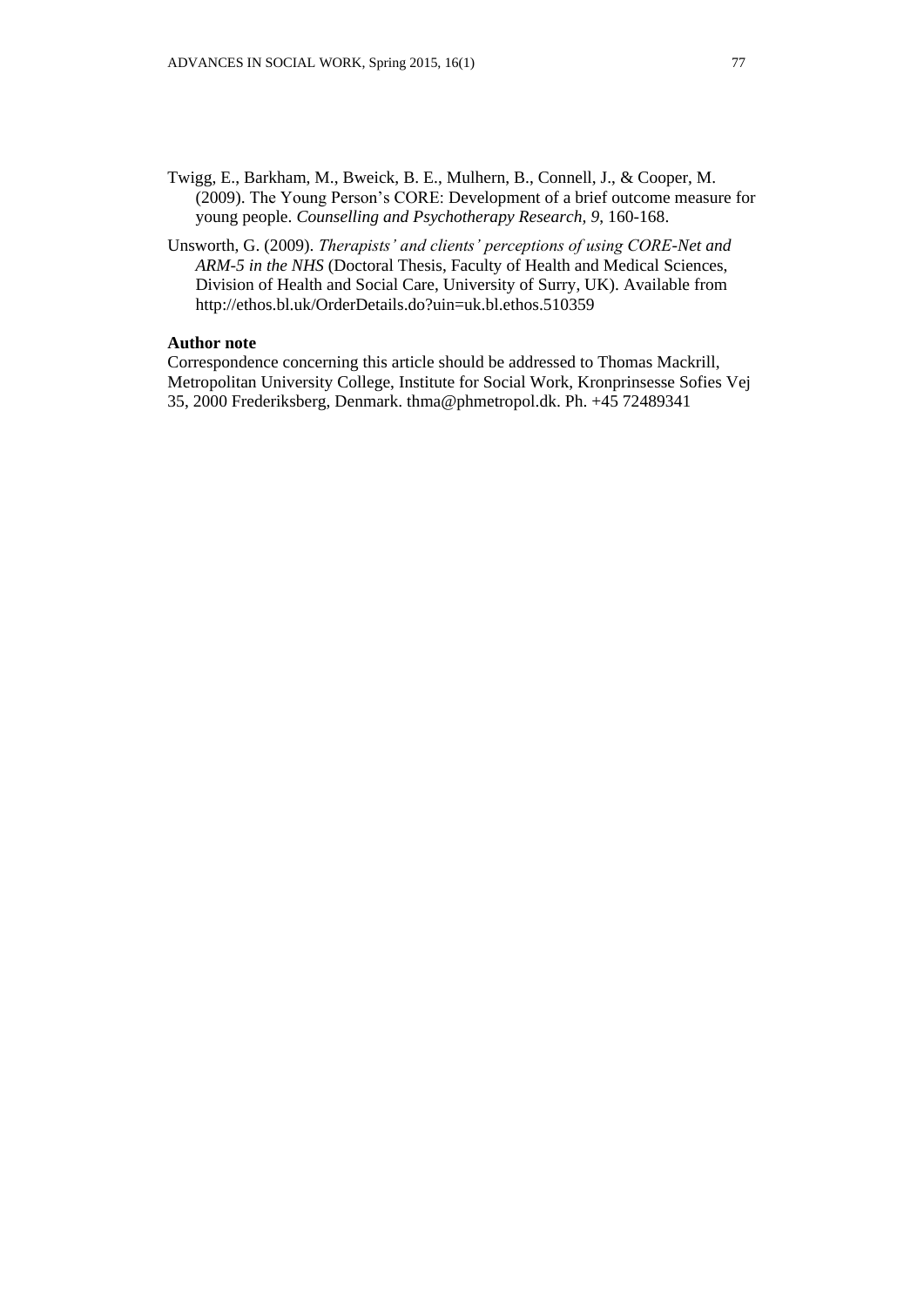Twigg, E., Barkham, M., Bweick, B. E., Mulhern, B., Connell, J., & Cooper, M. (2009). The Young Person's CORE: Development of a brief outcome measure for young people. *Counselling and Psychotherapy Research, 9*, 160-168.

Unsworth, G. (2009). *Therapists' and clients' perceptions of using CORE-Net and ARM-5 in the NHS* (Doctoral Thesis, Faculty of Health and Medical Sciences, Division of Health and Social Care, University of Surry, UK). Available from http://ethos.bl.uk/OrderDetails.do?uin=uk.bl.ethos.510359

**Author note**

Correspondence concerning this article should be addressed to Thomas Mackrill, Metropolitan University College, Institute for Social Work, Kronprinsesse Sofies Vej 35, 2000 Frederiksberg, Denmark. thma@phmetropol.dk. Ph. +45 72489341